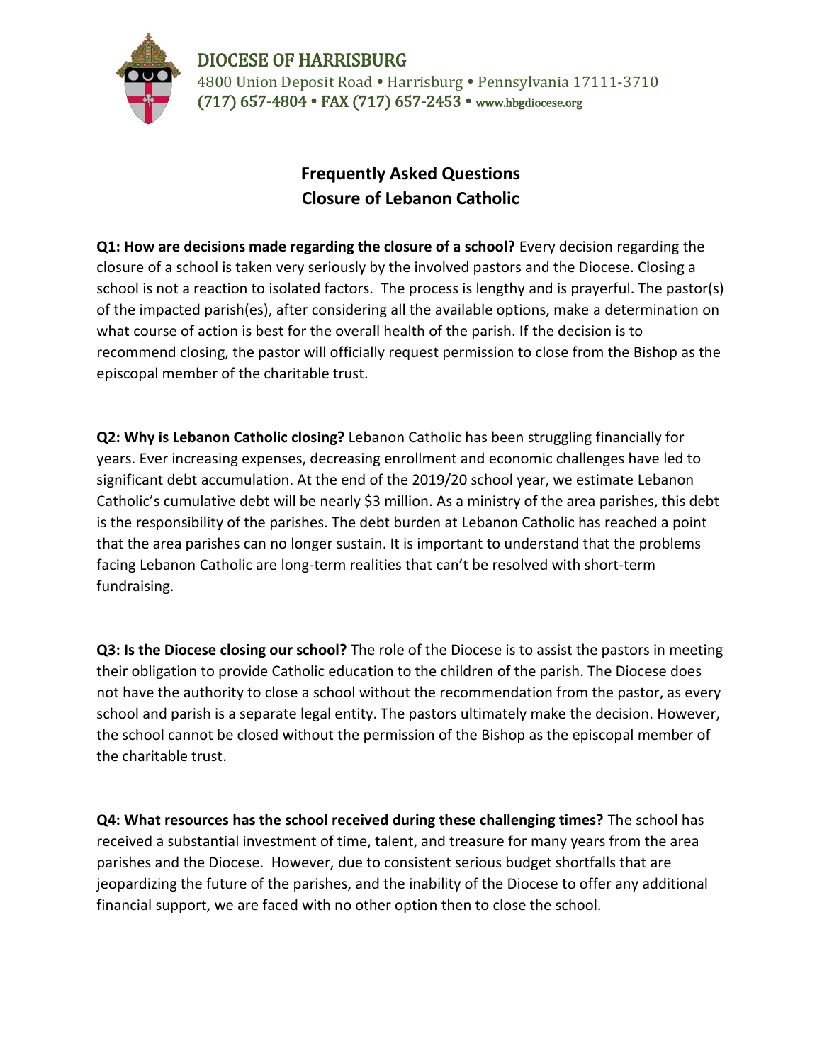DIOCESE OF HARRISBURG
4800 Union Deposit Road • Harrisburg • Pennsylvania 17111-3710
(717) 657-4804 • FAX (717) 657-2453 • www.hbgdiocese.org

# Frequently Asked Questions
# Closure of Lebanon Catholic

**Q1: How are decisions made regarding the closure of a school?** Every decision regarding the closure of a school is taken very seriously by the involved pastors and the Diocese. Closing a school is not a reaction to isolated factors. The process is lengthy and is prayerful. The pastor(s) of the impacted parish(es), after considering all the available options, make a determination on what course of action is best for the overall health of the parish. If the decision is to recommend closing, the pastor will officially request permission to close from the Bishop as the episcopal member of the charitable trust.

**Q2: Why is Lebanon Catholic closing?** Lebanon Catholic has been struggling financially for years. Ever increasing expenses, decreasing enrollment and economic challenges have led to significant debt accumulation. At the end of the 2019/20 school year, we estimate Lebanon Catholic's cumulative debt will be nearly $3 million. As a ministry of the area parishes, this debt is the responsibility of the parishes. The debt burden at Lebanon Catholic has reached a point that the area parishes can no longer sustain. It is important to understand that the problems facing Lebanon Catholic are long-term realities that can't be resolved with short-term fundraising.

**Q3: Is the Diocese closing our school?** The role of the Diocese is to assist the pastors in meeting their obligation to provide Catholic education to the children of the parish. The Diocese does not have the authority to close a school without the recommendation from the pastor, as every school and parish is a separate legal entity. The pastors ultimately make the decision. However, the school cannot be closed without the permission of the Bishop as the episcopal member of the charitable trust.

**Q4: What resources has the school received during these challenging times?** The school has received a substantial investment of time, talent, and treasure for many years from the area parishes and the Diocese. However, due to consistent serious budget shortfalls that are jeopardizing the future of the parishes, and the inability of the Diocese to offer any additional financial support, we are faced with no other option then to close the school.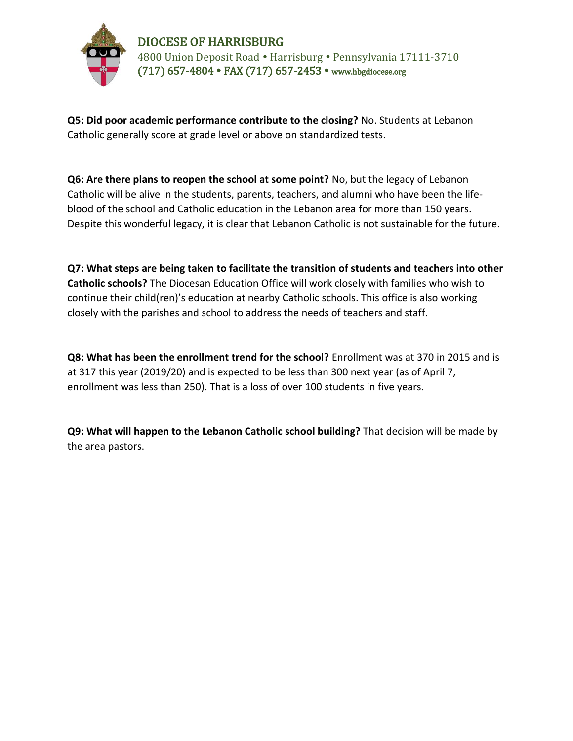**Q5: Did poor academic performance contribute to the closing?** No. Students at Lebanon Catholic generally score at grade level or above on standardized tests.

**Q6: Are there plans to reopen the school at some point?** No, but the legacy of Lebanon Catholic will be alive in the students, parents, teachers, and alumni who have been the life-blood of the school and Catholic education in the Lebanon area for more than 150 years. Despite this wonderful legacy, it is clear that Lebanon Catholic is not sustainable for the future.

**Q7: What steps are being taken to facilitate the transition of students and teachers into other Catholic schools?** The Diocesan Education Office will work closely with families who wish to continue their child(ren)'s education at nearby Catholic schools. This office is also working closely with the parishes and school to address the needs of teachers and staff.

**Q8: What has been the enrollment trend for the school?** Enrollment was at 370 in 2015 and is at 317 this year (2019/20) and is expected to be less than 300 next year (as of April 7, enrollment was less than 250). That is a loss of over 100 students in five years.

**Q9: What will happen to the Lebanon Catholic school building?** That decision will be made by the area pastors.